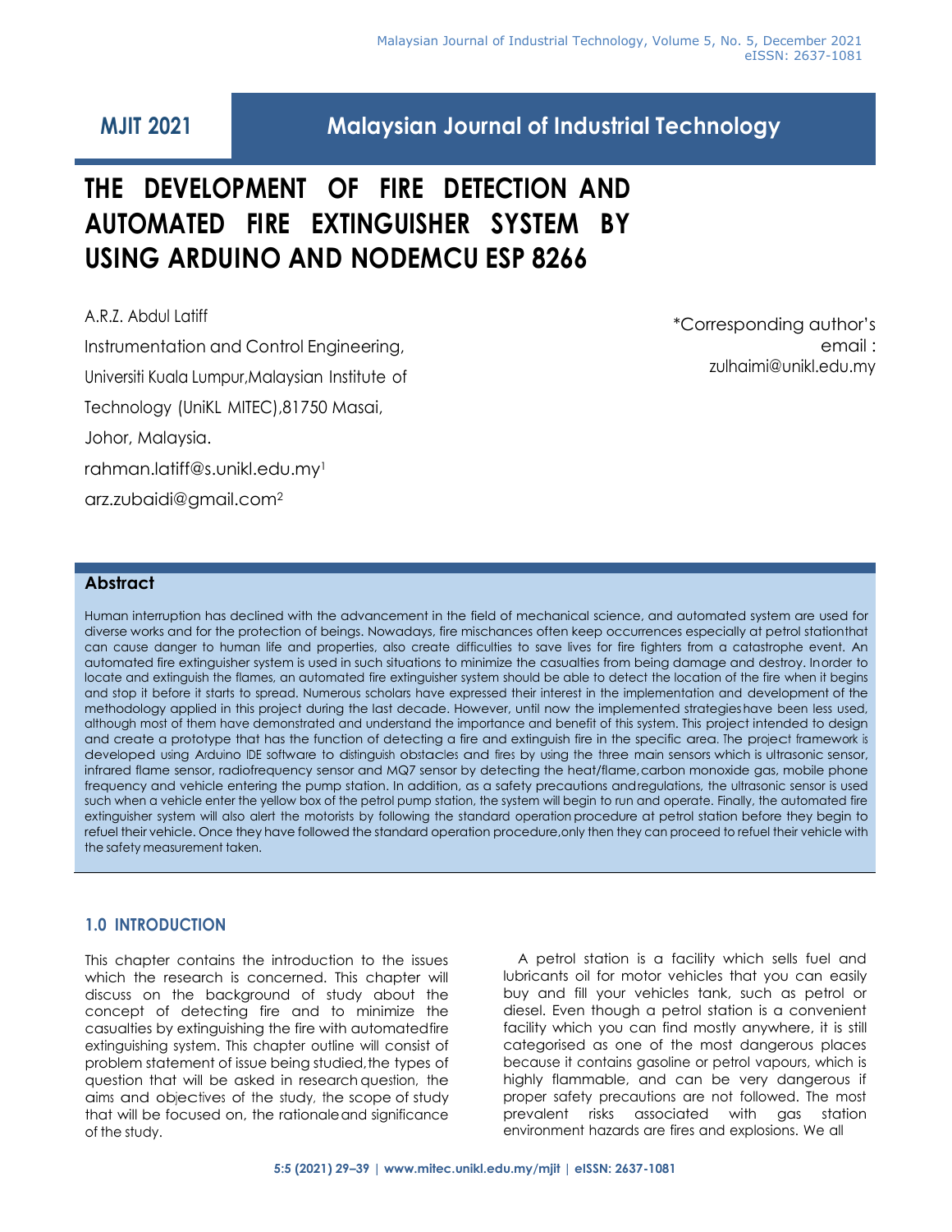MJIT 2021

# Malaysian Journal of Industrial Technology

# THE DEVELOPMENT OF FIRE DETECTION AND AUTOMATED FIRE EXTINGUISHER SYSTEM BY USING ARDUINO AND NODEMCU ESP 8266

A.R.Z. Abdul Latiff

Instrumentation and Control Engineering,

Universiti Kuala Lumpur,Malaysian Institute of Technology (UniKL MITEC),81750 Masai,

Johor, Malaysia.

rahman.latiff@s.unikl.edu.my[1]

arz.zubaidi@gmail.com[2]

*Corresponding author's email : zulhaimi@unikl.edu.my

## Abstract

Human interruption has declined with the advancement in the field of mechanical science, and automated system are used for diverse works and for the protection of beings. Nowadays, fire mischances often keep occurrences especially at petrol stationthat can cause danger to human life and properties, also create difficulties to save lives for fire fighters from a catastrophe event. An automated fire extinguisher system is used in such situations to minimize the casualties from being damage and destroy. Inorder to locate and extinguish the flames, an automated fire extinguisher system should be able to detect the location of the fire when it begins and stop it before it starts to spread. Numerous scholars have expressed their interest in the implementation and development of the methodology applied in this project during the last decade. However, until now the implemented strategies have been less used, although most of them have demonstrated and understand the importance and benefit of this system. This project intended to design and create a prototype that has the function of detecting a fire and extinguish fire in the specific area. The project framework is developed using Arduino IDE software to distinguish obstacles and fires by using the three main sensors which is ultrasonic sensor, infrared flame sensor, radiofrequency sensor and MQ7 sensor by detecting the heat/flame, carbon monoxide gas, mobile phone frequency and vehicle entering the pump station. In addition, as a safety precautions andregulations, the ultrasonic sensor is used such when a vehicle enter the yellow box of the petrol pump station, the system will begin to run and operate. Finally, the automated fire extinguisher system will also alert the motorists by following the standard operation procedure at petrol station before they begin to refuel their vehicle. Once they have followed the standard operation procedure,only then they can proceed to refuel their vehicle with the safety measurement taken.

## 1.0 INTRODUCTION

This chapter contains the introduction to the issues which the research is concerned. This chapter will discuss on the background of study about the concept of detecting fire and to minimize the casualties by extinguishing the fire with automatedfire extinguishing system. This chapter outline will consist of problem statement of issue being studied,the types of question that will be asked in research question, the aims and objectives of the study, the scope of study that will be focused on, the rationaleand significance of the study.

A petrol station is a facility which sells fuel and lubricants oil for motor vehicles that you can easily buy and fill your vehicles tank, such as petrol or diesel. Even though a petrol station is a convenient facility which you can find mostly anywhere, it is still categorised as one of the most dangerous places because it contains gasoline or petrol vapours, which is highly flammable, and can be very dangerous if proper safety precautions are not followed. The most prevalent risks associated with gas station environment hazards are fires and explosions. We all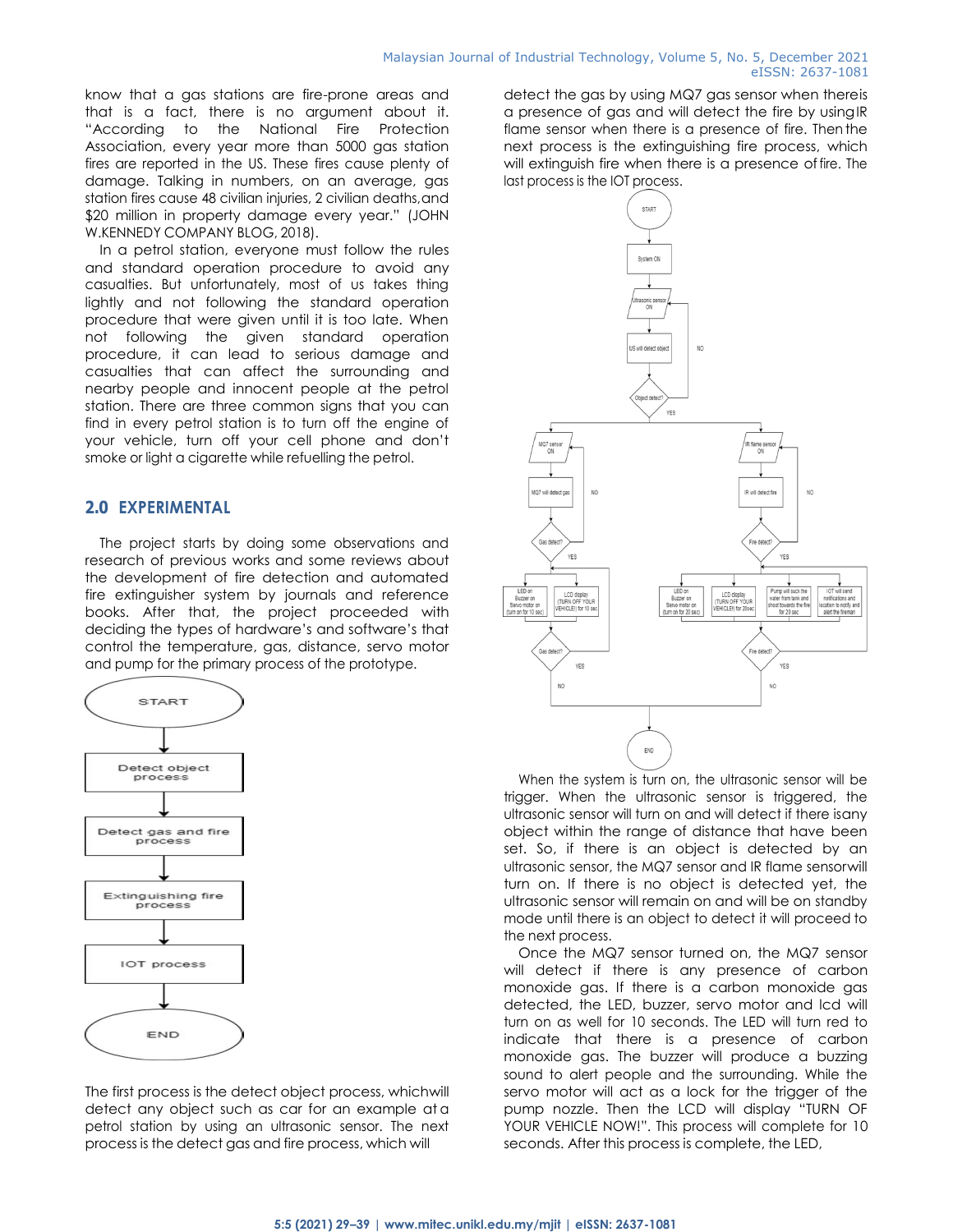know that a gas stations are fire-prone areas and that is a fact, there is no argument about it. "According to the National Fire Protection Association, every year more than 5000 gas station fires are reported in the US. These fires cause plenty of damage. Talking in numbers, on an average, gas station fires cause 48 civilian injuries, 2 civilian deaths, and $20 million in property damage every year." (JOHN W.KENNEDY COMPANY BLOG, 2018).

In a petrol station, everyone must follow the rules and standard operation procedure to avoid any casualties. But unfortunately, most of us takes thing lightly and not following the standard operation procedure that were given until it is too late. When not following the given standard operation procedure, it can lead to serious damage and casualties that can affect the surrounding and nearby people and innocent people at the petrol station. There are three common signs that you can find in every petrol station is to turn off the engine of your vehicle, turn off your cell phone and don't smoke or light a cigarette while refuelling the petrol.

## 2.0 EXPERIMENTAL

The project starts by doing some observations and research of previous works and some reviews about the development of fire detection and automated fire extinguisher system by journals and reference books. After that, the project proceeded with deciding the types of hardware's and software's that control the temperature, gas, distance, servo motor and pump for the primary process of the prototype.

START → Detect object process → Detect gas and fire process → Extinguishing fire process → IOT process → END

The first process is the detect object process, which will detect any object such as car for an example at a petrol station by using an ultrasonic sensor. The next process is the detect gas and fire process, which will detect the gas by using MQ7 gas sensor when there is a presence of gas and will detect the fire by using IR flame sensor when there is a presence of fire. Then the next process is the extinguishing fire process, which will extinguish fire when there is a presence of fire. The last process is the IOT process.

When the system is turn on, the ultrasonic sensor will be trigger. When the ultrasonic sensor is triggered, the ultrasonic sensor will turn on and will detect if there is any object within the range of distance that have been set. So, if there is an object is detected by an ultrasonic sensor, the MQ7 sensor and IR flame sensor will turn on. If there is no object is detected yet, the ultrasonic sensor will remain on and will be on standby mode until there is an object to detect it will proceed to the next process.

Once the MQ7 sensor turned on, the MQ7 sensor will detect if there is any presence of carbon monoxide gas. If there is a carbon monoxide gas detected, the LED, buzzer, servo motor and lcd will turn on as well for 10 seconds. The LED will turn red to indicate that there is a presence of carbon monoxide gas. The buzzer will produce a buzzing sound to alert people and the surrounding. While the servo motor will act as a lock for the trigger of the pump nozzle. Then the LCD will display "TURN OF YOUR VEHICLE NOW!". This process will complete for 10 seconds. After this process is complete, the LED,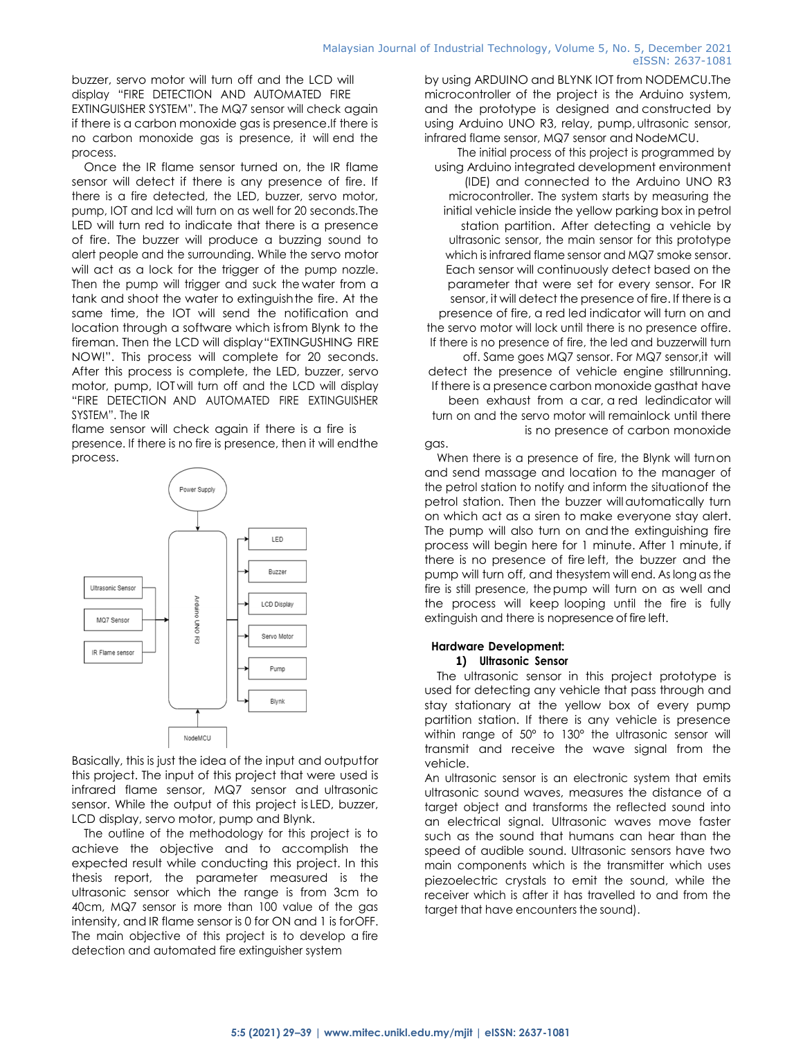buzzer, servo motor will turn off and the LCD will display "FIRE DETECTION AND AUTOMATED FIRE EXTINGUISHER SYSTEM". The MQ7 sensor will check again if there is a carbon monoxide gas is presence.If there is no carbon monoxide gas is presence, it will end the process.

Once the IR flame sensor turned on, the IR flame sensor will detect if there is any presence of fire. If there is a fire detected, the LED, buzzer, servo motor, pump, IOT and lcd will turn on as well for 20 seconds.The LED will turn red to indicate that there is a presence of fire. The buzzer will produce a buzzing sound to alert people and the surrounding. While the servo motor will act as a lock for the trigger of the pump nozzle. Then the pump will trigger and suck the water from a tank and shoot the water to extinguish the fire. At the same time, the IOT will send the notification and location through a software which is from Blynk to the fireman. Then the LCD will display "EXTINGUSHING FIRE NOW!". This process will complete for 20 seconds. After this process is complete, the LED, buzzer, servo motor, pump, IOT will turn off and the LCD will display "FIRE DETECTION AND AUTOMATED FIRE EXTINGUISHER SYSTEM". The IR flame sensor will check again if there is a fire is presence. If there is no fire is presence, then it will end the process.

Power Supply

Ultrasonic Sensor

MQ7 Sensor

IR Flame sensor

Arduino UNO R3

NodeMCU

LED

Buzzer

LCD Display

Servo Motor

Pump

Blynk

Basically, this is just the idea of the input and output for this project. The input of this project that were used is infrared flame sensor, MQ7 sensor and ultrasonic sensor. While the output of this project is LED, buzzer, LCD display, servo motor, pump and Blynk.

The outline of the methodology for this project is to achieve the objective and to accomplish the expected result while conducting this project. In this thesis report, the parameter measured is the ultrasonic sensor which the range is from 3cm to 40cm, MQ7 sensor is more than 100 value of the gas intensity, and IR flame sensor is 0 for ON and 1 is for OFF. The main objective of this project is to develop a fire detection and automated fire extinguisher system by using ARDUINO and BLYNK IOT from NODEMCU.The microcontroller of the project is the Arduino system, and the prototype is designed and constructed by using Arduino UNO R3, relay, pump, ultrasonic sensor, infrared flame sensor, MQ7 sensor and NodeMCU.

The initial process of this project is programmed by using Arduino integrated development environment (IDE) and connected to the Arduino UNO R3 microcontroller. The system starts by measuring the initial vehicle inside the yellow parking box in petrol station partition. After detecting a vehicle by ultrasonic sensor, the main sensor for this prototype which is infrared flame sensor and MQ7 smoke sensor. Each sensor will continuously detect based on the parameter that were set for every sensor. For IR sensor, it will detect the presence of fire. If there is a presence of fire, a red led indicator will turn on and the servo motor will lock until there is no presence of fire. If there is no presence of fire, the led and buzzer will turn off. Same goes MQ7 sensor. For MQ7 sensor, it will detect the presence of vehicle engine still running. If there is a presence carbon monoxide gas that have been exhaust from a car, a red led indicator will turn on and the servo motor will remain lock until there is no presence of carbon monoxide gas.

When there is a presence of fire, the Blynk will turn on and send massage and location to the manager of the petrol station to notify and inform the situation of the petrol station. Then the buzzer will automatically turn on which act as a siren to make everyone stay alert. The pump will also turn on and the extinguishing fire process will begin here for 1 minute. After 1 minute, if there is no presence of fire left, the buzzer and the pump will turn off, and the system will end. As long as the fire is still presence, the pump will turn on as well and the process will keep looping until the fire is fully extinguish and there is no presence of fire left.

### Hardware Development:

#### 1) Ultrasonic Sensor

The ultrasonic sensor in this project prototype is used for detecting any vehicle that pass through and stay stationary at the yellow box of every pump partition station. If there is any vehicle is presence within range of 50° to 130° the ultrasonic sensor will transmit and receive the wave signal from the vehicle.

An ultrasonic sensor is an electronic system that emits ultrasonic sound waves, measures the distance of a target object and transforms the reflected sound into an electrical signal. Ultrasonic waves move faster such as the sound that humans can hear than the speed of audible sound. Ultrasonic sensors have two main components which is the transmitter which uses piezoelectric crystals to emit the sound, while the receiver which is after it has travelled to and from the target that have encounters the sound).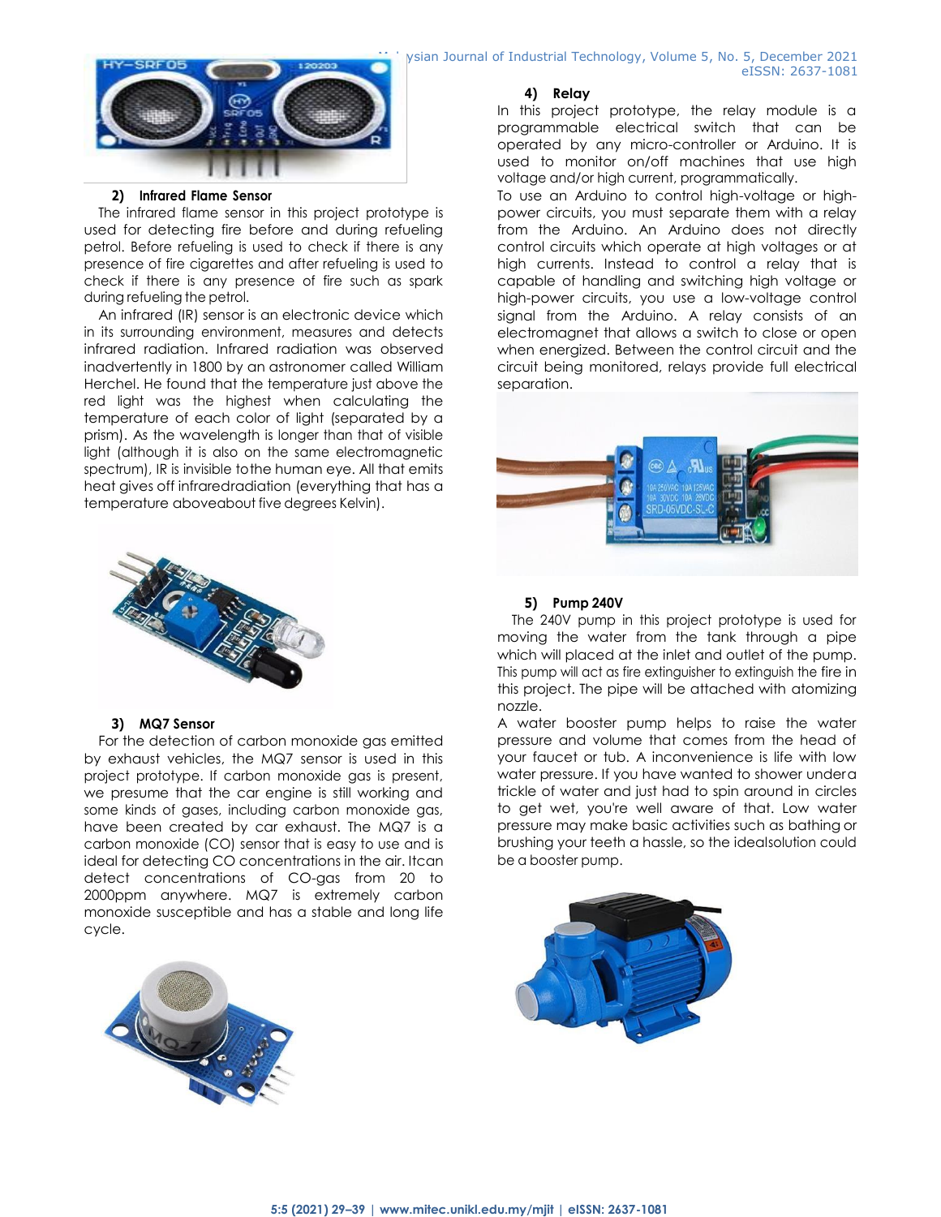#### 2) Infrared Flame Sensor

The infrared flame sensor in this project prototype is used for detecting fire before and during refueling petrol. Before refueling is used to check if there is any presence of fire cigarettes and after refueling is used to check if there is any presence of fire such as spark during refueling the petrol.

An infrared (IR) sensor is an electronic device which in its surrounding environment, measures and detects infrared radiation. Infrared radiation was observed inadvertently in 1800 by an astronomer called William Herchel. He found that the temperature just above the red light was the highest when calculating the temperature of each color of light (separated by a prism). As the wavelength is longer than that of visible light (although it is also on the same electromagnetic spectrum), IR is invisible tothe human eye. All that emits heat gives off infraredradiation (everything that has a temperature aboveabout five degrees Kelvin).

#### 3) MQ7 Sensor

For the detection of carbon monoxide gas emitted by exhaust vehicles, the MQ7 sensor is used in this project prototype. If carbon monoxide gas is present, we presume that the car engine is still working and some kinds of gases, including carbon monoxide gas, have been created by car exhaust. The MQ7 is a carbon monoxide (CO) sensor that is easy to use and is ideal for detecting CO concentrations in the air. Itcan detect concentrations of CO-gas from 20 to 2000ppm anywhere. MQ7 is extremely carbon monoxide susceptible and has a stable and long life cycle.

#### 4) Relay

In this project prototype, the relay module is a programmable electrical switch that can be operated by any micro-controller or Arduino. It is used to monitor on/off machines that use high voltage and/or high current, programmatically.

To use an Arduino to control high-voltage or high-power circuits, you must separate them with a relay from the Arduino. An Arduino does not directly control circuits which operate at high voltages or at high currents. Instead to control a relay that is capable of handling and switching high voltage or high-power circuits, you use a low-voltage control signal from the Arduino. A relay consists of an electromagnet that allows a switch to close or open when energized. Between the control circuit and the circuit being monitored, relays provide full electrical separation.

#### 5) Pump 240V

The 240V pump in this project prototype is used for moving the water from the tank through a pipe which will placed at the inlet and outlet of the pump. This pump will act as fire extinguisher to extinguish the fire in this project. The pipe will be attached with atomizing nozzle.

A water booster pump helps to raise the water pressure and volume that comes from the head of your faucet or tub. A inconvenience is life with low water pressure. If you have wanted to shower undera trickle of water and just had to spin around in circles to get wet, you're well aware of that. Low water pressure may make basic activities such as bathing or brushing your teeth a hassle, so the idealsolution could be a booster pump.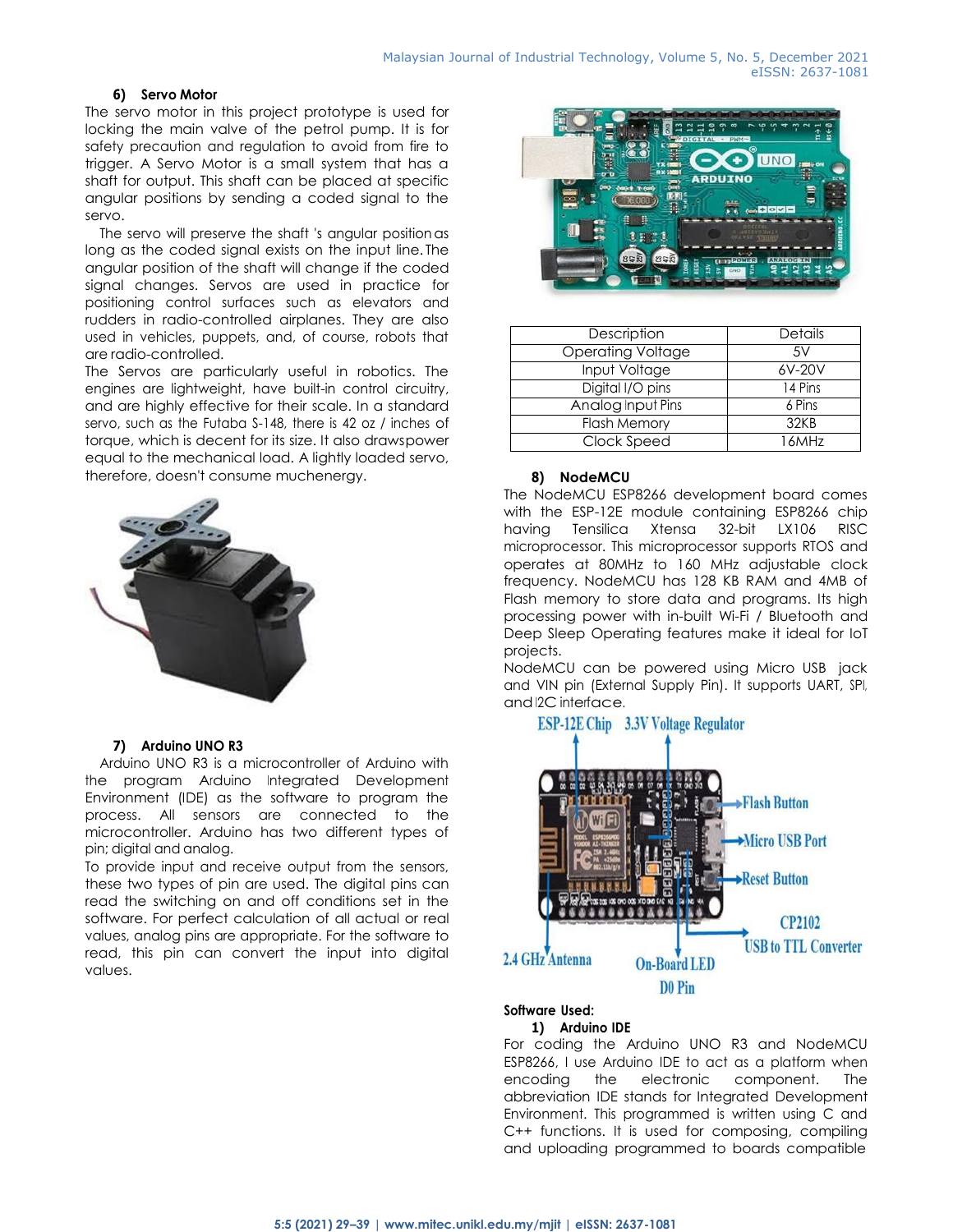#### 6) Servo Motor

The servo motor in this project prototype is used for locking the main valve of the petrol pump. It is for safety precaution and regulation to avoid from fire to trigger. A Servo Motor is a small system that has a shaft for output. This shaft can be placed at specific angular positions by sending a coded signal to the servo.

The servo will preserve the shaft 's angular position as long as the coded signal exists on the input line. The angular position of the shaft will change if the coded signal changes. Servos are used in practice for positioning control surfaces such as elevators and rudders in radio-controlled airplanes. They are also used in vehicles, puppets, and, of course, robots that are radio-controlled.

The Servos are particularly useful in robotics. The engines are lightweight, have built-in control circuitry, and are highly effective for their scale. In a standard servo, such as the Futaba S-148, there is 42 oz / inches of torque, which is decent for its size. It also drawspower equal to the mechanical load. A lightly loaded servo, therefore, doesn't consume muchenergy.

#### 7) Arduino UNO R3

Arduino UNO R3 is a microcontroller of Arduino with the program Arduino Integrated Development Environment (IDE) as the software to program the process. All sensors are connected to the microcontroller. Arduino has two different types of pin; digital and analog.

To provide input and receive output from the sensors, these two types of pin are used. The digital pins can read the switching on and off conditions set in the software. For perfect calculation of all actual or real values, analog pins are appropriate. For the software to read, this pin can convert the input into digital values.

| Description | Details |
|---|---|
| Operating Voltage | 5V |
| Input Voltage | 6V-20V |
| Digital I/O pins | 14 Pins |
| Analog Input Pins | 6 Pins |
| Flash Memory | 32KB |
| Clock Speed | 16MHz |

#### 8) NodeMCU

The NodeMCU ESP8266 development board comes with the ESP-12E module containing ESP8266 chip having Tensilica Xtensa 32-bit LX106 RISC microprocessor. This microprocessor supports RTOS and operates at 80MHz to 160 MHz adjustable clock frequency. NodeMCU has 128 KB RAM and 4MB of Flash memory to store data and programs. Its high processing power with in-built Wi-Fi / Bluetooth and Deep Sleep Operating features make it ideal for IoT projects.

NodeMCU can be powered using Micro USB jack and VIN pin (External Supply Pin). It supports UART, SPI, and I2C interface.

### Software Used:

#### 1) Arduino IDE

For coding the Arduino UNO R3 and NodeMCU ESP8266, I use Arduino IDE to act as a platform when encoding the electronic component. The abbreviation IDE stands for Integrated Development Environment. This programmed is written using C and C++ functions. It is used for composing, compiling and uploading programmed to boards compatible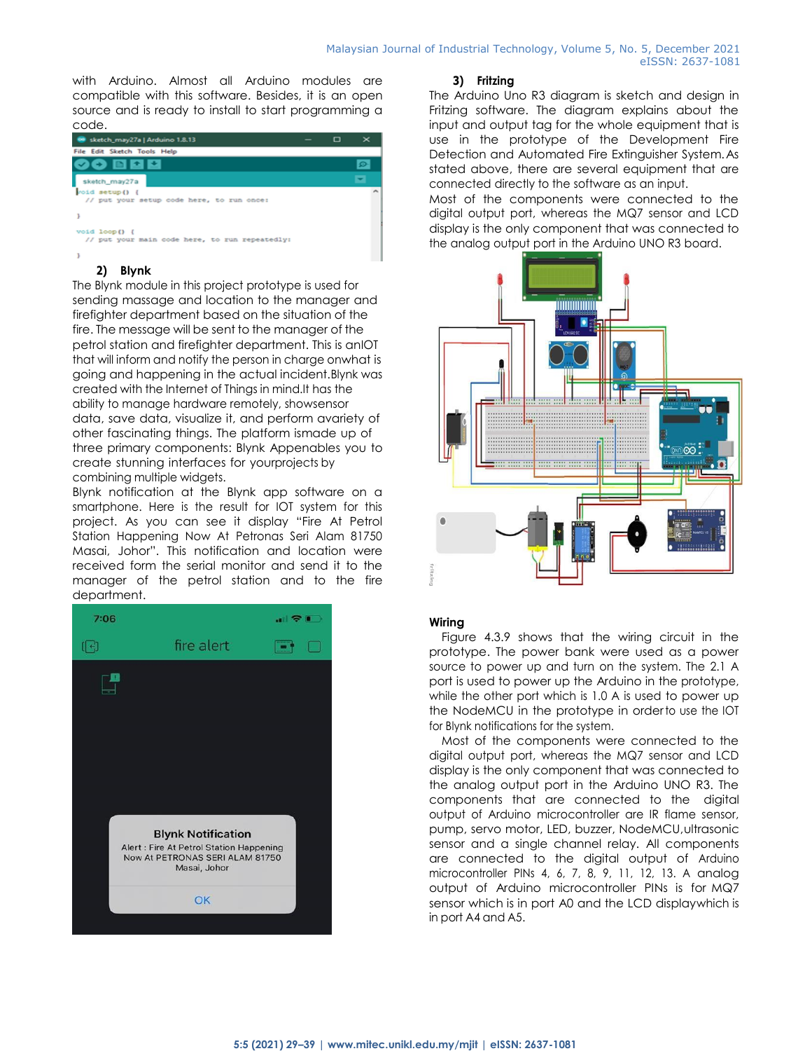with Arduino. Almost all Arduino modules are compatible with this software. Besides, it is an open source and is ready to install to start programming a code.

```
void setup() {
  // put your setup code here, to run once:

}

void loop() {
  // put your main code here, to run repeatedly:

}
```

### 2) Blynk

The Blynk module in this project prototype is used for sending massage and location to the manager and firefighter department based on the situation of the fire. The message will be sent to the manager of the petrol station and firefighter department. This is anIOT that will inform and notify the person in charge onwhat is going and happening in the actual incident.Blynk was created with the Internet of Things in mind.It has the ability to manage hardware remotely, showsensor data, save data, visualize it, and perform avariety of other fascinating things. The platform ismade up of three primary components: Blynk Appenables you to create stunning interfaces for yourprojects by combining multiple widgets.

Blynk notification at the Blynk app software on a smartphone. Here is the result for IOT system for this project. As you can see it display "Fire At Petrol Station Happening Now At Petronas Seri Alam 81750 Masai, Johor". This notification and location were received form the serial monitor and send it to the manager of the petrol station and to the fire department.

### 3) Fritzing

The Arduino Uno R3 diagram is sketch and design in Fritzing software. The diagram explains about the input and output tag for the whole equipment that is use in the prototype of the Development Fire Detection and Automated Fire Extinguisher System. As stated above, there are several equipment that are connected directly to the software as an input.

Most of the components were connected to the digital output port, whereas the MQ7 sensor and LCD display is the only component that was connected to the analog output port in the Arduino UNO R3 board.

### Wiring

Figure 4.3.9 shows that the wiring circuit in the prototype. The power bank were used as a power source to power up and turn on the system. The 2.1 A port is used to power up the Arduino in the prototype, while the other port which is 1.0 A is used to power up the NodeMCU in the prototype in orderto use the IOT for Blynk notifications for the system.

Most of the components were connected to the digital output port, whereas the MQ7 sensor and LCD display is the only component that was connected to the analog output port in the Arduino UNO R3. The components that are connected to the digital output of Arduino microcontroller are IR flame sensor, pump, servo motor, LED, buzzer, NodeMCU, ultrasonic sensor and a single channel relay. All components are connected to the digital output of Arduino microcontroller PINs 4, 6, 7, 8, 9, 11, 12, 13. A analog output of Arduino microcontroller PINs is for MQ7 sensor which is in port A0 and the LCD displaywhich is in port A4 and A5.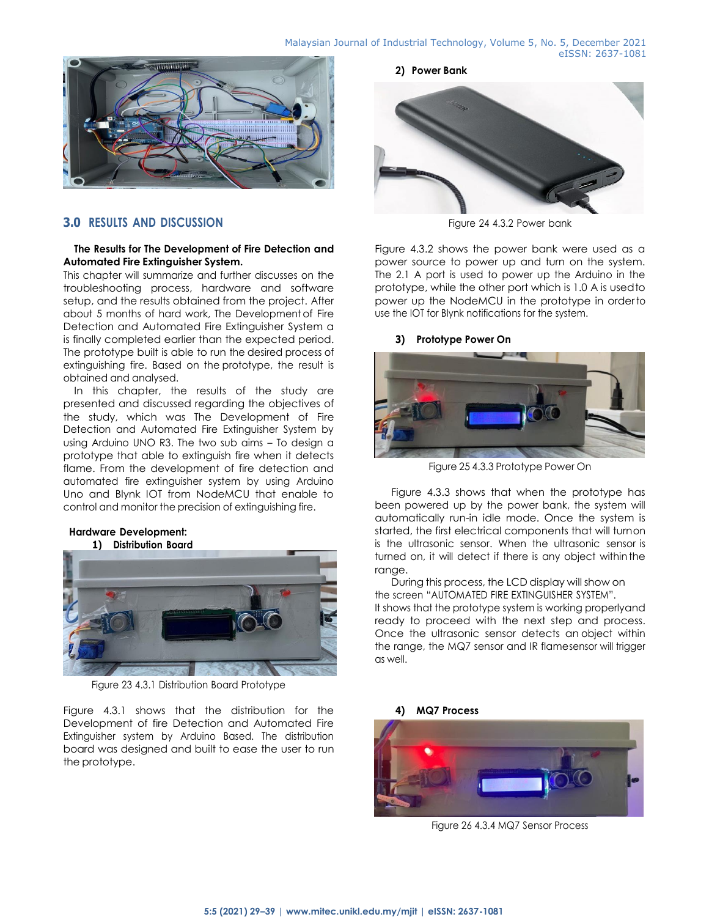## 3.0 RESULTS AND DISCUSSION

**The Results for The Development of Fire Detection and Automated Fire Extinguisher System.**

This chapter will summarize and further discusses on the troubleshooting process, hardware and software setup, and the results obtained from the project. After about 5 months of hard work, The Development of Fire Detection and Automated Fire Extinguisher System a is finally completed earlier than the expected period. The prototype built is able to run the desired process of extinguishing fire. Based on the prototype, the result is obtained and analysed.

In this chapter, the results of the study are presented and discussed regarding the objectives of the study, which was The Development of Fire Detection and Automated Fire Extinguisher System by using Arduino UNO R3. The two sub aims – To design a prototype that able to extinguish fire when it detects flame. From the development of fire detection and automated fire extinguisher system by using Arduino Uno and Blynk IOT from NodeMCU that enable to control and monitor the precision of extinguishing fire.

**Hardware Development:**

**1) Distribution Board**

Figure 23 4.3.1 Distribution Board Prototype

Figure 4.3.1 shows that the distribution for the Development of fire Detection and Automated Fire Extinguisher system by Arduino Based. The distribution board was designed and built to ease the user to run the prototype.

**2) Power Bank**

Figure 24 4.3.2 Power bank

Figure 4.3.2 shows the power bank were used as a power source to power up and turn on the system. The 2.1 A port is used to power up the Arduino in the prototype, while the other port which is 1.0 A is used to power up the NodeMCU in the prototype in order to use the IOT for Blynk notifications for the system.

**3) Prototype Power On**

Figure 25 4.3.3 Prototype Power On

Figure 4.3.3 shows that when the prototype has been powered up by the power bank, the system will automatically run-in idle mode. Once the system is started, the first electrical components that will turn on is the ultrasonic sensor. When the ultrasonic sensor is turned on, it will detect if there is any object within the range.

During this process, the LCD display will show on the screen "AUTOMATED FIRE EXTINGUISHER SYSTEM". It shows that the prototype system is working properly and ready to proceed with the next step and process. Once the ultrasonic sensor detects an object within the range, the MQ7 sensor and IR flame sensor will trigger as well.

**4) MQ7 Process**

Figure 26 4.3.4 MQ7 Sensor Process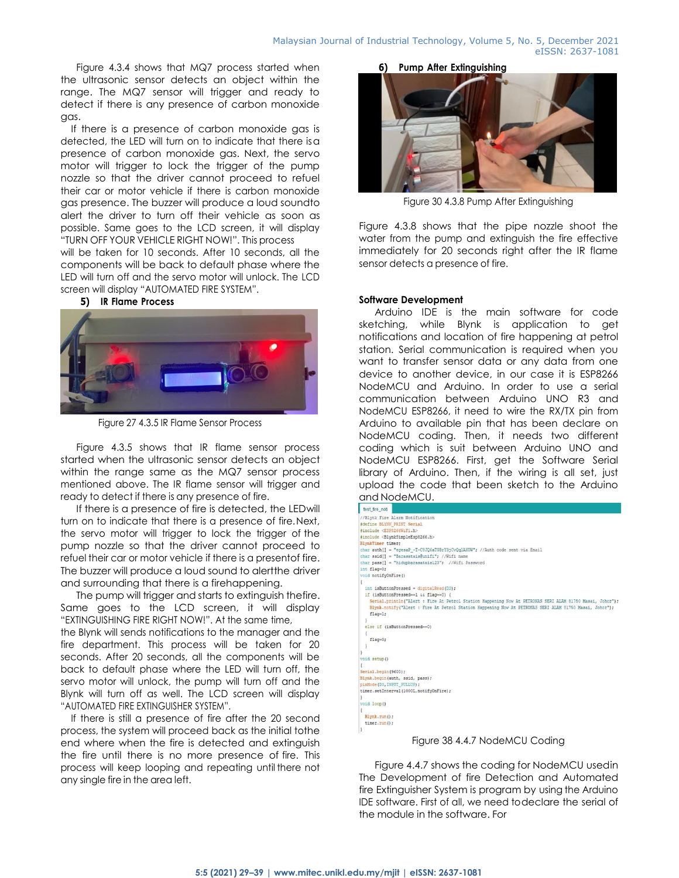Figure 4.3.4 shows that MQ7 process started when the ultrasonic sensor detects an object within the range. The MQ7 sensor will trigger and ready to detect if there is any presence of carbon monoxide gas.

If there is a presence of carbon monoxide gas is detected, the LED will turn on to indicate that there is a presence of carbon monoxide gas. Next, the servo motor will trigger to lock the trigger of the pump nozzle so that the driver cannot proceed to refuel their car or motor vehicle if there is carbon monoxide gas presence. The buzzer will produce a loud soundto alert the driver to turn off their vehicle as soon as possible. Same goes to the LCD screen, it will display "TURN OFF YOUR VEHICLE RIGHT NOW!". This process will be taken for 10 seconds. After 10 seconds, all the components will be back to default phase where the LED will turn off and the servo motor will unlock. The LCD screen will display "AUTOMATED FIRE SYSTEM".

**5) IR Flame Process**

Figure 27 4.3.5 IR Flame Sensor Process

Figure 4.3.5 shows that IR flame sensor process started when the ultrasonic sensor detects an object within the range same as the MQ7 sensor process mentioned above. The IR flame sensor will trigger and ready to detect if there is any presence of fire.

If there is a presence of fire is detected, the LEDwill turn on to indicate that there is a presence of fire.Next, the servo motor will trigger to lock the trigger of the pump nozzle so that the driver cannot proceed to refuel their car or motor vehicle if there is a presentof fire. The buzzer will produce a loud sound to alertthe driver and surrounding that there is a firehappening.

The pump will trigger and starts to extinguish thefire. Same goes to the LCD screen, it will display "EXTINGUISHING FIRE RIGHT NOW!". At the same time, the Blynk will sends notifications to the manager and the fire department. This process will be taken for 20 seconds. After 20 seconds, all the components will be back to default phase where the LED will turn off, the servo motor will unlock, the pump will turn off and the Blynk will turn off as well. The LCD screen will display "AUTOMATED FIRE EXTINGUISHER SYSTEM".

If there is still a presence of fire after the 20 second process, the system will proceed back as the initial tothe end where when the fire is detected and extinguish the fire until there is no more presence of fire. This process will keep looping and repeating until there not any single fire in the area left.

**6) Pump After Extinguishing**

Figure 30 4.3.8 Pump After Extinguishing

Figure 4.3.8 shows that the pipe nozzle shoot the water from the pump and extinguish the fire effective immediately for 20 seconds right after the IR flame sensor detects a presence of fire.

**Software Development**

Arduino IDE is the main software for code sketching, while Blynk is application to get notifications and location of fire happening at petrol station. Serial communication is required when you want to transfer sensor data or any data from one device to another device, in our case it is ESP8266 NodeMCU and Arduino. In order to use a serial communication between Arduino UNO R3 and NodeMCU ESP8266, it need to wire the RX/TX pin from Arduino to available pin that has been declare on NodeMCU coding. Then, it needs two different coding which is suit between Arduino UNO and NodeMCU ESP8266. First, get the Software Serial library of Arduino. Then, if the wiring is all set, just upload the code that been sketch to the Arduino and NodeMCU.

```
test_fire_noti
//Blynk Fire Alarm Notification
#define BLYNK_PRINT Serial
#include <ESP8266WiFi.h>
#include <BlynkSimpleEsp8266.h>
BlynkTimer timer;
char auth[] = "egesaP_-T-C8JQ6aTSBzY3CvQq1AKDW"; //Auth code sent via Email
char ssid[] = "Sarasatais@unifi"; //Wifi name
char pass[] = "hidupbarasatais123";  //Wifi Password
int flag=0;
void notifyOnFire()
{
  int isButtonPressed = digitalRead(D3);
  if (isButtonPressed==1 && flag==0) {
    Serial.println("Alert : Fire At Petrol Station Happening Now At PETRONAS SERI ALAM 81750 Masai, Johor");
    Blynk.notify("Alert : Fire At Petrol Station Happening Now At PETRONAS SERI ALAM 81750 Masai, Johor");
    flag=1;
  }
  else if (isButtonPressed==0)
  {
    flag=0;
  }
}
void setup()
{
Serial.begin(9600);
Blynk.begin(auth, ssid, pass);
pinMode(D3,INPUT_PULLUP);
timer.setInterval(1000L,notifyOnFire);
}
void loop()
{
  Blynk.run();
  timer.run();
}
```

Figure 38 4.4.7 NodeMCU Coding

Figure 4.4.7 shows the coding for NodeMCU usedin The Development of fire Detection and Automated fire Extinguisher System is program by using the Arduino IDE software. First of all, we need todeclare the serial of the module in the software. For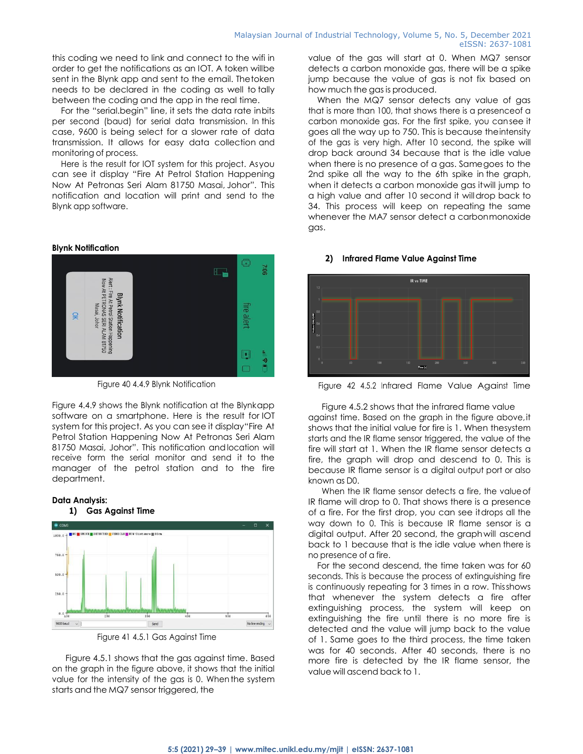this coding we need to link and connect to the wifi in order to get the notifications as an IOT. A token willbe sent in the Blynk app and sent to the email. Thetoken needs to be declared in the coding as well to tally between the coding and the app in the real time.

For the "serial.begin" line, it sets the data rate inbits per second (baud) for serial data transmission. In this case, 9600 is being select for a slower rate of data transmission. It allows for easy data collection and monitoring of process.

Here is the result for IOT system for this project. Asyou can see it display "Fire At Petrol Station Happening Now At Petronas Seri Alam 81750 Masai, Johor". This notification and location will print and send to the Blynk app software.

**Blynk Notification**

Figure 40 4.4.9 Blynk Notification

Figure 4.4.9 shows the Blynk notification at the Blynkapp software on a smartphone. Here is the result for IOT system for this project. As you can see it display"Fire At Petrol Station Happening Now At Petronas Seri Alam 81750 Masai, Johor". This notification andlocation will receive form the serial monitor and send it to the manager of the petrol station and to the fire department.

**Data Analysis:**

**1) Gas Against Time**

Figure 41 4.5.1 Gas Against Time

Figure 4.5.1 shows that the gas against time. Based on the graph in the figure above, it shows that the initial value for the intensity of the gas is 0. Whenthe system starts and the MQ7 sensor triggered, the value of the gas will start at 0. When MQ7 sensor detects a carbon monoxide gas, there will be a spike jump because the value of gas is not fix based on how much the gas is produced.

When the MQ7 sensor detects any value of gas that is more than 100, that shows there is a presenceof a carbon monoxide gas. For the first spike, you cansee it goes all the way up to 750. This is because theintensity of the gas is very high. After 10 second, the spike will drop back around 34 because that is the idle value when there is no presence of a gas. Samegoes to the 2nd spike all the way to the 6th spike in the graph, when it detects a carbon monoxide gas itwill jump to a high value and after 10 second it willdrop back to 34. This process will keep on repeating the same whenever the MA7 sensor detect a carbonmonoxide gas.

**2) Infrared Flame Value Against Time**

Figure 42 4.5.2 Infrared Flame Value Against Time

Figure 4.5.2 shows that the infrared flame value against time. Based on the graph in the figure above,it shows that the initial value for fire is 1. When thesystem starts and the IR flame sensor triggered, the value of the fire will start at 1. When the IR flame sensor detects a fire, the graph will drop and descend to 0. This is because IR flame sensor is a digital output port or also known as D0.

When the IR flame sensor detects a fire, the valueof IR flame will drop to 0. That shows there is a presence of a fire. For the first drop, you can see itdrops all the way down to 0. This is because IR flame sensor is a digital output. After 20 second, the graphwill ascend back to 1 because that is the idle value when there is no presence of a fire.

For the second descend, the time taken was for 60 seconds. This is because the process of extinguishing fire is continuously repeating for 3 times in a row. Thisshows that whenever the system detects a fire after extinguishing process, the system will keep on extinguishing the fire until there is no more fire is detected and the value will jump back to the value of 1. Same goes to the third process, the time taken was for 40 seconds. After 40 seconds, there is no more fire is detected by the IR flame sensor, the value will ascend back to 1.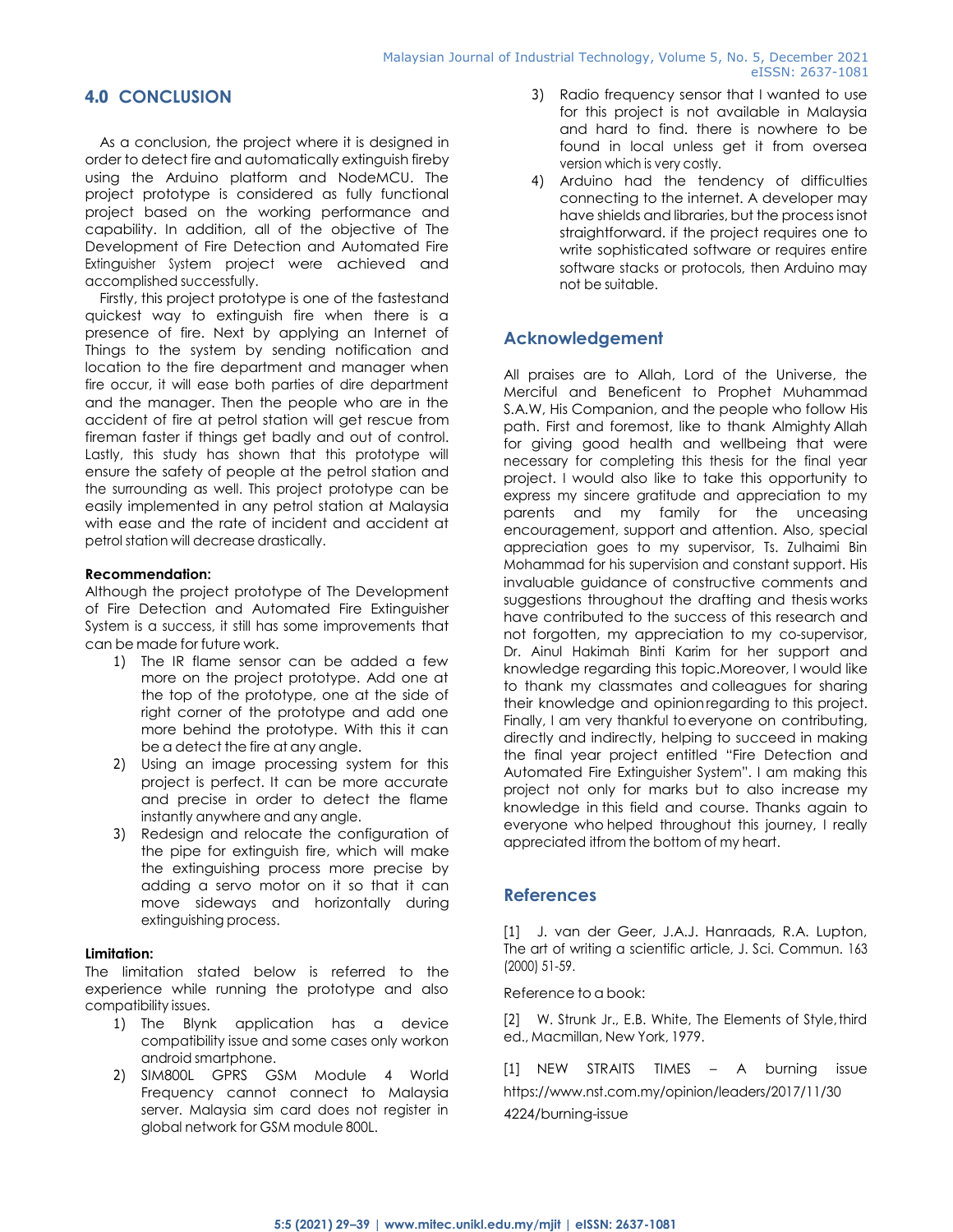## 4.0 CONCLUSION

As a conclusion, the project where it is designed in order to detect fire and automatically extinguish fireby using the Arduino platform and NodeMCU. The project prototype is considered as fully functional project based on the working performance and capability. In addition, all of the objective of The Development of Fire Detection and Automated Fire Extinguisher System project were achieved and accomplished successfully.

Firstly, this project prototype is one of the fastestand quickest way to extinguish fire when there is a presence of fire. Next by applying an Internet of Things to the system by sending notification and location to the fire department and manager when fire occur, it will ease both parties of dire department and the manager. Then the people who are in the accident of fire at petrol station will get rescue from fireman faster if things get badly and out of control. Lastly, this study has shown that this prototype will ensure the safety of people at the petrol station and the surrounding as well. This project prototype can be easily implemented in any petrol station at Malaysia with ease and the rate of incident and accident at petrol station will decrease drastically.

**Recommendation:**

Although the project prototype of The Development of Fire Detection and Automated Fire Extinguisher System is a success, it still has some improvements that can be made for future work.

1) The IR flame sensor can be added a few more on the project prototype. Add one at the top of the prototype, one at the side of right corner of the prototype and add one more behind the prototype. With this it can be a detect the fire at any angle.
2) Using an image processing system for this project is perfect. It can be more accurate and precise in order to detect the flame instantly anywhere and any angle.
3) Redesign and relocate the configuration of the pipe for extinguish fire, which will make the extinguishing process more precise by adding a servo motor on it so that it can move sideways and horizontally during extinguishing process.

**Limitation:**

The limitation stated below is referred to the experience while running the prototype and also compatibility issues.

1) The Blynk application has a device compatibility issue and some cases only workon android smartphone.
2) SIM800L GPRS GSM Module 4 World Frequency cannot connect to Malaysia server. Malaysia sim card does not register in global network for GSM module 800L.
3) Radio frequency sensor that I wanted to use for this project is not available in Malaysia and hard to find. there is nowhere to be found in local unless get it from oversea version which is very costly.
4) Arduino had the tendency of difficulties connecting to the internet. A developer may have shields and libraries, but the process isnot straightforward. if the project requires one to write sophisticated software or requires entire software stacks or protocols, then Arduino may not be suitable.

## Acknowledgement

All praises are to Allah, Lord of the Universe, the Merciful and Beneficent to Prophet Muhammad S.A.W, His Companion, and the people who follow His path. First and foremost, like to thank Almighty Allah for giving good health and wellbeing that were necessary for completing this thesis for the final year project. I would also like to take this opportunity to express my sincere gratitude and appreciation to my parents and my family for the unceasing encouragement, support and attention. Also, special appreciation goes to my supervisor, Ts. Zulhaimi Bin Mohammad for his supervision and constant support. His invaluable guidance of constructive comments and suggestions throughout the drafting and thesis works have contributed to the success of this research and not forgotten, my appreciation to my co-supervisor, Dr. Ainul Hakimah Binti Karim for her support and knowledge regarding this topic.Moreover, I would like to thank my classmates and colleagues for sharing their knowledge and opinionregarding to this project. Finally, I am very thankful toeveryone on contributing, directly and indirectly, helping to succeed in making the final year project entitled "Fire Detection and Automated Fire Extinguisher System". I am making this project not only for marks but to also increase my knowledge in this field and course. Thanks again to everyone who helped throughout this journey, I really appreciated itfrom the bottom of my heart.

## References

[1] J. van der Geer, J.A.J. Hanraads, R.A. Lupton, The art of writing a scientific article, J. Sci. Commun. 163 (2000) 51-59.

Reference to a book:

[2] W. Strunk Jr., E.B. White, The Elements of Style, third ed., Macmillan, New York, 1979.

[1] NEW STRAITS TIMES – A burning issue https://www.nst.com.my/opinion/leaders/2017/11/30 4224/burning-issue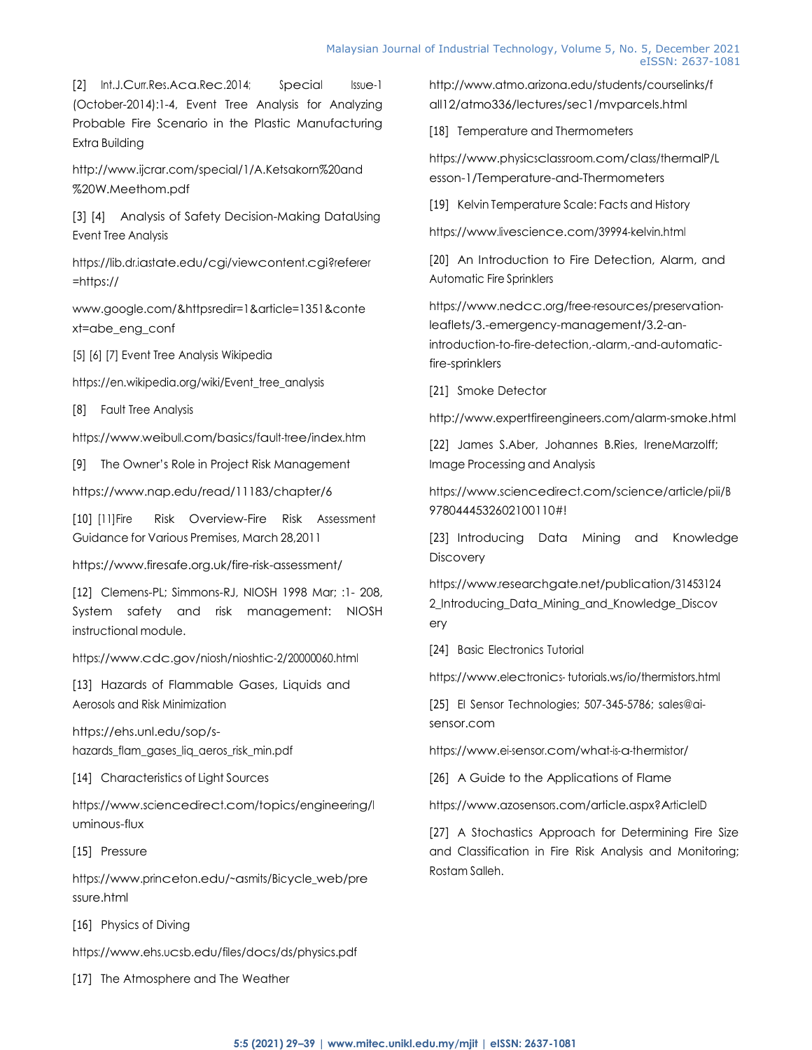[2] Int.J.Curr.Res.Aca.Rec.2014; Special Issue-1 (October-2014):1-4, Event Tree Analysis for Analyzing Probable Fire Scenario in the Plastic Manufacturing Extra Building

http://www.ijcrar.com/special/1/A.Ketsakorn%20and%20W.Meethom.pdf

[3] [4] Analysis of Safety Decision-Making DataUsing Event Tree Analysis

https://lib.dr.iastate.edu/cgi/viewcontent.cgi?referer=https://

www.google.com/&httpsredir=1&article=1351&context=abe_eng_conf

[5] [6] [7] Event Tree Analysis Wikipedia

https://en.wikipedia.org/wiki/Event_tree_analysis

[8] Fault Tree Analysis

https://www.weibull.com/basics/fault-tree/index.htm

[9] The Owner's Role in Project Risk Management

https://www.nap.edu/read/11183/chapter/6

[10] [11]Fire Risk Overview-Fire Risk Assessment Guidance for Various Premises, March 28,2011

https://www.firesafe.org.uk/fire-risk-assessment/

[12] Clemens-PL; Simmons-RJ, NIOSH 1998 Mar; :1- 208, System safety and risk management: NIOSH instructional module.

https://www.cdc.gov/niosh/nioshtic-2/20000060.html

[13] Hazards of Flammable Gases, Liquids and Aerosols and Risk Minimization

https://ehs.unl.edu/sop/s-hazards_flam_gases_liq_aeros_risk_min.pdf

[14] Characteristics of Light Sources

https://www.sciencedirect.com/topics/engineering/luminous-flux

[15] Pressure

https://www.princeton.edu/~asmits/Bicycle_web/pressure.html

[16] Physics of Diving

https://www.ehs.ucsb.edu/files/docs/ds/physics.pdf

[17] The Atmosphere and The Weather

http://www.atmo.arizona.edu/students/courselinks/fall12/atmo336/lectures/sec1/mvparcels.html

[18] Temperature and Thermometers

https://www.physicsclassroom.com/class/thermalP/Lesson-1/Temperature-and-Thermometers

[19] Kelvin Temperature Scale: Facts and History

https://www.livescience.com/39994-kelvin.html

[20] An Introduction to Fire Detection, Alarm, and Automatic Fire Sprinklers

https://www.nedcc.org/free-resources/preservation-leaflets/3.-emergency-management/3.2-an-introduction-to-fire-detection,-alarm,-and-automatic-fire-sprinklers

[21] Smoke Detector

http://www.expertfireengineers.com/alarm-smoke.html

[22] James S.Aber, Johannes B.Ries, IreneMarzolff; Image Processing and Analysis

https://www.sciencedirect.com/science/article/pii/B9780444532602100110#!

[23] Introducing Data Mining and Knowledge Discovery

https://www.researchgate.net/publication/314531242_Introducing_Data_Mining_and_Knowledge_Discovery

[24] Basic Electronics Tutorial

https://www.electronics- tutorials.ws/io/thermistors.html

[25] EI Sensor Technologies; 507-345-5786; sales@ai-sensor.com

https://www.ei-sensor.com/what-is-a-thermistor/

[26] A Guide to the Applications of Flame

https://www.azosensors.com/article.aspx?ArticleID

[27] A Stochastics Approach for Determining Fire Size and Classification in Fire Risk Analysis and Monitoring; Rostam Salleh.